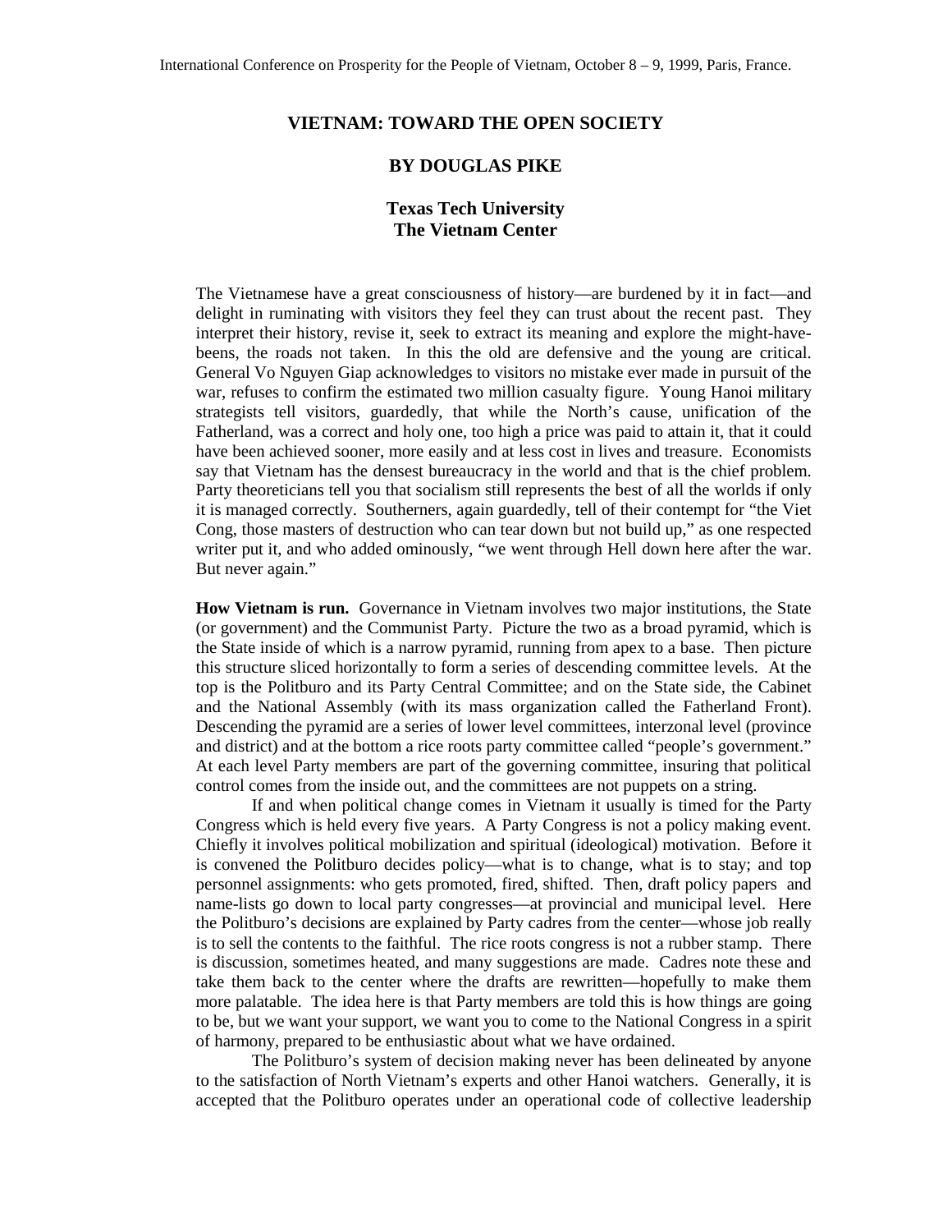International Conference on Prosperity for the People of Vietnam, October 8 – 9, 1999, Paris, France.

# VIETNAM: TOWARD THE OPEN SOCIETY

## BY DOUGLAS PIKE

### Texas Tech University
### The Vietnam Center

The Vietnamese have a great consciousness of history—are burdened by it in fact—and delight in ruminating with visitors they feel they can trust about the recent past. They interpret their history, revise it, seek to extract its meaning and explore the might-have-beens, the roads not taken. In this the old are defensive and the young are critical. General Vo Nguyen Giap acknowledges to visitors no mistake ever made in pursuit of the war, refuses to confirm the estimated two million casualty figure. Young Hanoi military strategists tell visitors, guardedly, that while the North's cause, unification of the Fatherland, was a correct and holy one, too high a price was paid to attain it, that it could have been achieved sooner, more easily and at less cost in lives and treasure. Economists say that Vietnam has the densest bureaucracy in the world and that is the chief problem. Party theoreticians tell you that socialism still represents the best of all the worlds if only it is managed correctly. Southerners, again guardedly, tell of their contempt for "the Viet Cong, those masters of destruction who can tear down but not build up," as one respected writer put it, and who added ominously, "we went through Hell down here after the war. But never again."

**How Vietnam is run.** Governance in Vietnam involves two major institutions, the State (or government) and the Communist Party. Picture the two as a broad pyramid, which is the State inside of which is a narrow pyramid, running from apex to a base. Then picture this structure sliced horizontally to form a series of descending committee levels. At the top is the Politburo and its Party Central Committee; and on the State side, the Cabinet and the National Assembly (with its mass organization called the Fatherland Front). Descending the pyramid are a series of lower level committees, interzonal level (province and district) and at the bottom a rice roots party committee called "people's government." At each level Party members are part of the governing committee, insuring that political control comes from the inside out, and the committees are not puppets on a string.

If and when political change comes in Vietnam it usually is timed for the Party Congress which is held every five years. A Party Congress is not a policy making event. Chiefly it involves political mobilization and spiritual (ideological) motivation. Before it is convened the Politburo decides policy—what is to change, what is to stay; and top personnel assignments: who gets promoted, fired, shifted. Then, draft policy papers and name-lists go down to local party congresses—at provincial and municipal level. Here the Politburo's decisions are explained by Party cadres from the center—whose job really is to sell the contents to the faithful. The rice roots congress is not a rubber stamp. There is discussion, sometimes heated, and many suggestions are made. Cadres note these and take them back to the center where the drafts are rewritten—hopefully to make them more palatable. The idea here is that Party members are told this is how things are going to be, but we want your support, we want you to come to the National Congress in a spirit of harmony, prepared to be enthusiastic about what we have ordained.

The Politburo's system of decision making never has been delineated by anyone to the satisfaction of North Vietnam's experts and other Hanoi watchers. Generally, it is accepted that the Politburo operates under an operational code of collective leadership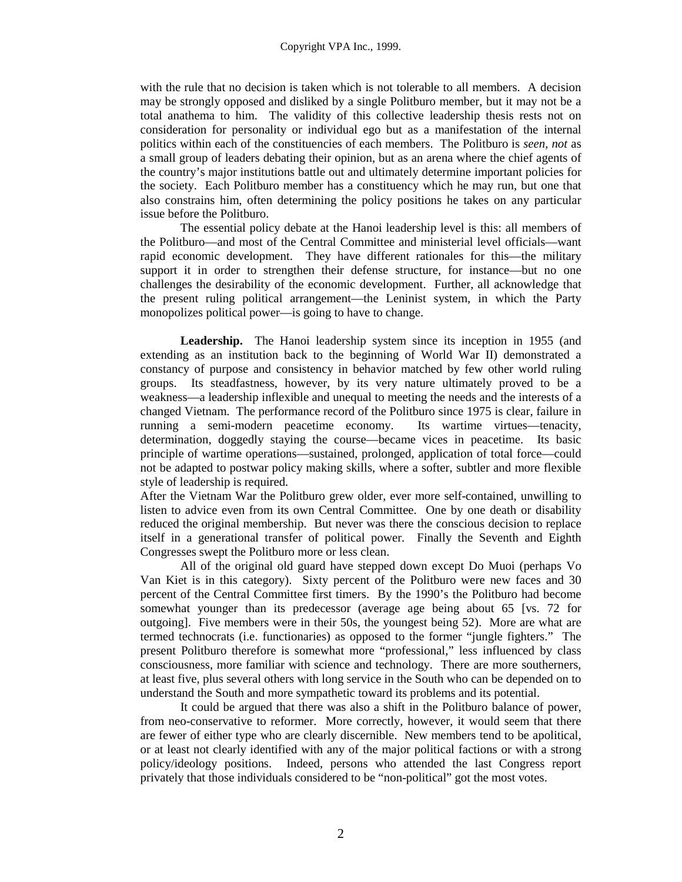with the rule that no decision is taken which is not tolerable to all members. A decision may be strongly opposed and disliked by a single Politburo member, but it may not be a total anathema to him. The validity of this collective leadership thesis rests not on consideration for personality or individual ego but as a manifestation of the internal politics within each of the constituencies of each members. The Politburo is *seen, not* as a small group of leaders debating their opinion, but as an arena where the chief agents of the country's major institutions battle out and ultimately determine important policies for the society. Each Politburo member has a constituency which he may run, but one that also constrains him, often determining the policy positions he takes on any particular issue before the Politburo.

The essential policy debate at the Hanoi leadership level is this: all members of the Politburo—and most of the Central Committee and ministerial level officials—want rapid economic development. They have different rationales for this—the military support it in order to strengthen their defense structure, for instance—but no one challenges the desirability of the economic development. Further, all acknowledge that the present ruling political arrangement—the Leninist system, in which the Party monopolizes political power—is going to have to change.

**Leadership.** The Hanoi leadership system since its inception in 1955 (and extending as an institution back to the beginning of World War II) demonstrated a constancy of purpose and consistency in behavior matched by few other world ruling groups. Its steadfastness, however, by its very nature ultimately proved to be a weakness—a leadership inflexible and unequal to meeting the needs and the interests of a changed Vietnam. The performance record of the Politburo since 1975 is clear, failure in running a semi-modern peacetime economy. Its wartime virtues—tenacity, determination, doggedly staying the course—became vices in peacetime. Its basic principle of wartime operations—sustained, prolonged, application of total force—could not be adapted to postwar policy making skills, where a softer, subtler and more flexible style of leadership is required.

After the Vietnam War the Politburo grew older, ever more self-contained, unwilling to listen to advice even from its own Central Committee. One by one death or disability reduced the original membership. But never was there the conscious decision to replace itself in a generational transfer of political power. Finally the Seventh and Eighth Congresses swept the Politburo more or less clean.

All of the original old guard have stepped down except Do Muoi (perhaps Vo Van Kiet is in this category). Sixty percent of the Politburo were new faces and 30 percent of the Central Committee first timers. By the 1990's the Politburo had become somewhat younger than its predecessor (average age being about 65 [vs. 72 for outgoing]. Five members were in their 50s, the youngest being 52). More are what are termed technocrats (i.e. functionaries) as opposed to the former "jungle fighters." The present Politburo therefore is somewhat more "professional," less influenced by class consciousness, more familiar with science and technology. There are more southerners, at least five, plus several others with long service in the South who can be depended on to understand the South and more sympathetic toward its problems and its potential.

It could be argued that there was also a shift in the Politburo balance of power, from neo-conservative to reformer. More correctly, however, it would seem that there are fewer of either type who are clearly discernible. New members tend to be apolitical, or at least not clearly identified with any of the major political factions or with a strong policy/ideology positions. Indeed, persons who attended the last Congress report privately that those individuals considered to be "non-political" got the most votes.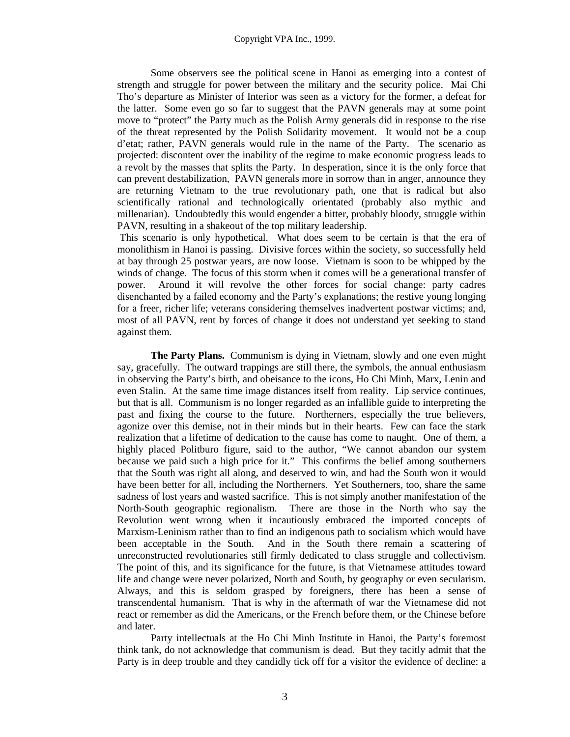Some observers see the political scene in Hanoi as emerging into a contest of strength and struggle for power between the military and the security police. Mai Chi Tho's departure as Minister of Interior was seen as a victory for the former, a defeat for the latter. Some even go so far to suggest that the PAVN generals may at some point move to "protect" the Party much as the Polish Army generals did in response to the rise of the threat represented by the Polish Solidarity movement. It would not be a coup d'etat; rather, PAVN generals would rule in the name of the Party. The scenario as projected: discontent over the inability of the regime to make economic progress leads to a revolt by the masses that splits the Party. In desperation, since it is the only force that can prevent destabilization, PAVN generals more in sorrow than in anger, announce they are returning Vietnam to the true revolutionary path, one that is radical but also scientifically rational and technologically orientated (probably also mythic and millenarian). Undoubtedly this would engender a bitter, probably bloody, struggle within PAVN, resulting in a shakeout of the top military leadership.

This scenario is only hypothetical. What does seem to be certain is that the era of monolithism in Hanoi is passing. Divisive forces within the society, so successfully held at bay through 25 postwar years, are now loose. Vietnam is soon to be whipped by the winds of change. The focus of this storm when it comes will be a generational transfer of power. Around it will revolve the other forces for social change: party cadres disenchanted by a failed economy and the Party's explanations; the restive young longing for a freer, richer life; veterans considering themselves inadvertent postwar victims; and, most of all PAVN, rent by forces of change it does not understand yet seeking to stand against them.

**The Party Plans.** Communism is dying in Vietnam, slowly and one even might say, gracefully. The outward trappings are still there, the symbols, the annual enthusiasm in observing the Party's birth, and obeisance to the icons, Ho Chi Minh, Marx, Lenin and even Stalin. At the same time image distances itself from reality. Lip service continues, but that is all. Communism is no longer regarded as an infallible guide to interpreting the past and fixing the course to the future. Northerners, especially the true believers, agonize over this demise, not in their minds but in their hearts. Few can face the stark realization that a lifetime of dedication to the cause has come to naught. One of them, a highly placed Politburo figure, said to the author, "We cannot abandon our system because we paid such a high price for it." This confirms the belief among southerners that the South was right all along, and deserved to win, and had the South won it would have been better for all, including the Northerners. Yet Southerners, too, share the same sadness of lost years and wasted sacrifice. This is not simply another manifestation of the North-South geographic regionalism. There are those in the North who say the Revolution went wrong when it incautiously embraced the imported concepts of Marxism-Leninism rather than to find an indigenous path to socialism which would have been acceptable in the South. And in the South there remain a scattering of unreconstructed revolutionaries still firmly dedicated to class struggle and collectivism. The point of this, and its significance for the future, is that Vietnamese attitudes toward life and change were never polarized, North and South, by geography or even secularism. Always, and this is seldom grasped by foreigners, there has been a sense of transcendental humanism. That is why in the aftermath of war the Vietnamese did not react or remember as did the Americans, or the French before them, or the Chinese before and later.

Party intellectuals at the Ho Chi Minh Institute in Hanoi, the Party's foremost think tank, do not acknowledge that communism is dead. But they tacitly admit that the Party is in deep trouble and they candidly tick off for a visitor the evidence of decline: a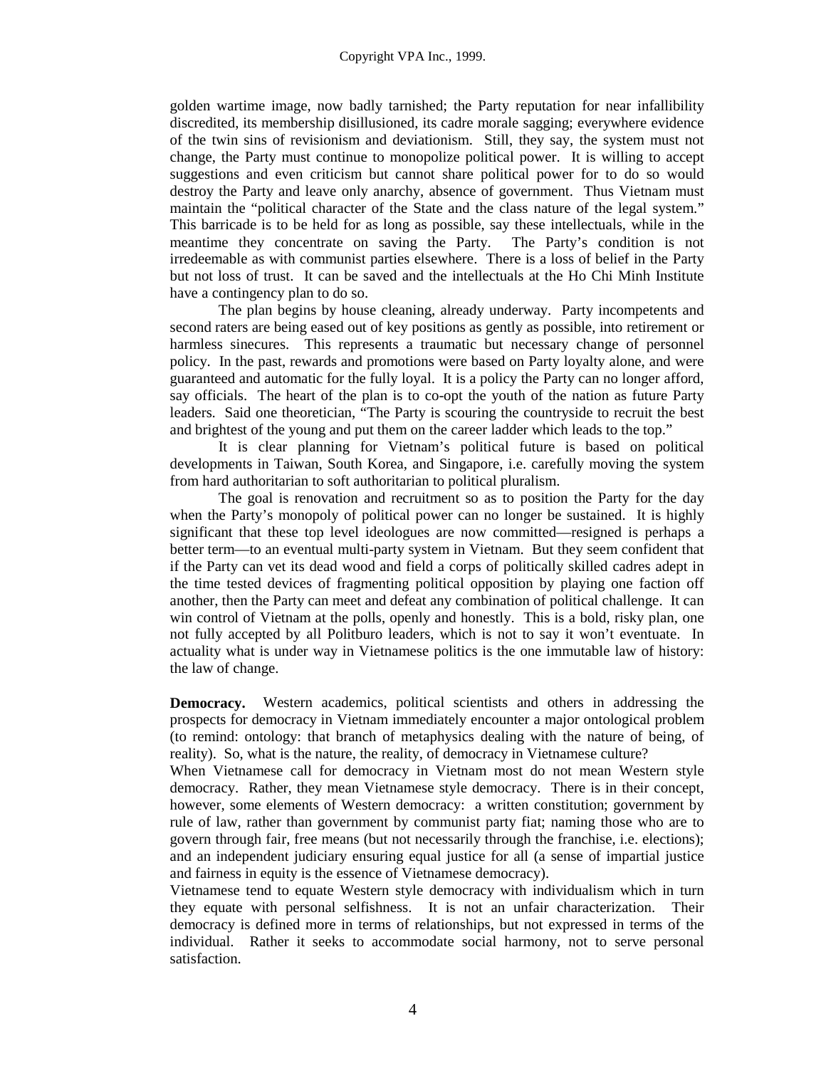golden wartime image, now badly tarnished; the Party reputation for near infallibility discredited, its membership disillusioned, its cadre morale sagging; everywhere evidence of the twin sins of revisionism and deviationism. Still, they say, the system must not change, the Party must continue to monopolize political power. It is willing to accept suggestions and even criticism but cannot share political power for to do so would destroy the Party and leave only anarchy, absence of government. Thus Vietnam must maintain the "political character of the State and the class nature of the legal system." This barricade is to be held for as long as possible, say these intellectuals, while in the meantime they concentrate on saving the Party. The Party's condition is not irredeemable as with communist parties elsewhere. There is a loss of belief in the Party but not loss of trust. It can be saved and the intellectuals at the Ho Chi Minh Institute have a contingency plan to do so.

The plan begins by house cleaning, already underway. Party incompetents and second raters are being eased out of key positions as gently as possible, into retirement or harmless sinecures. This represents a traumatic but necessary change of personnel policy. In the past, rewards and promotions were based on Party loyalty alone, and were guaranteed and automatic for the fully loyal. It is a policy the Party can no longer afford, say officials. The heart of the plan is to co-opt the youth of the nation as future Party leaders. Said one theoretician, "The Party is scouring the countryside to recruit the best and brightest of the young and put them on the career ladder which leads to the top."

It is clear planning for Vietnam's political future is based on political developments in Taiwan, South Korea, and Singapore, i.e. carefully moving the system from hard authoritarian to soft authoritarian to political pluralism.

The goal is renovation and recruitment so as to position the Party for the day when the Party's monopoly of political power can no longer be sustained. It is highly significant that these top level ideologues are now committed—resigned is perhaps a better term—to an eventual multi-party system in Vietnam. But they seem confident that if the Party can vet its dead wood and field a corps of politically skilled cadres adept in the time tested devices of fragmenting political opposition by playing one faction off another, then the Party can meet and defeat any combination of political challenge. It can win control of Vietnam at the polls, openly and honestly. This is a bold, risky plan, one not fully accepted by all Politburo leaders, which is not to say it won't eventuate. In actuality what is under way in Vietnamese politics is the one immutable law of history: the law of change.

**Democracy.** Western academics, political scientists and others in addressing the prospects for democracy in Vietnam immediately encounter a major ontological problem (to remind: ontology: that branch of metaphysics dealing with the nature of being, of reality). So, what is the nature, the reality, of democracy in Vietnamese culture?

When Vietnamese call for democracy in Vietnam most do not mean Western style democracy. Rather, they mean Vietnamese style democracy. There is in their concept, however, some elements of Western democracy: a written constitution; government by rule of law, rather than government by communist party fiat; naming those who are to govern through fair, free means (but not necessarily through the franchise, i.e. elections); and an independent judiciary ensuring equal justice for all (a sense of impartial justice and fairness in equity is the essence of Vietnamese democracy).

Vietnamese tend to equate Western style democracy with individualism which in turn they equate with personal selfishness. It is not an unfair characterization. Their democracy is defined more in terms of relationships, but not expressed in terms of the individual. Rather it seeks to accommodate social harmony, not to serve personal satisfaction.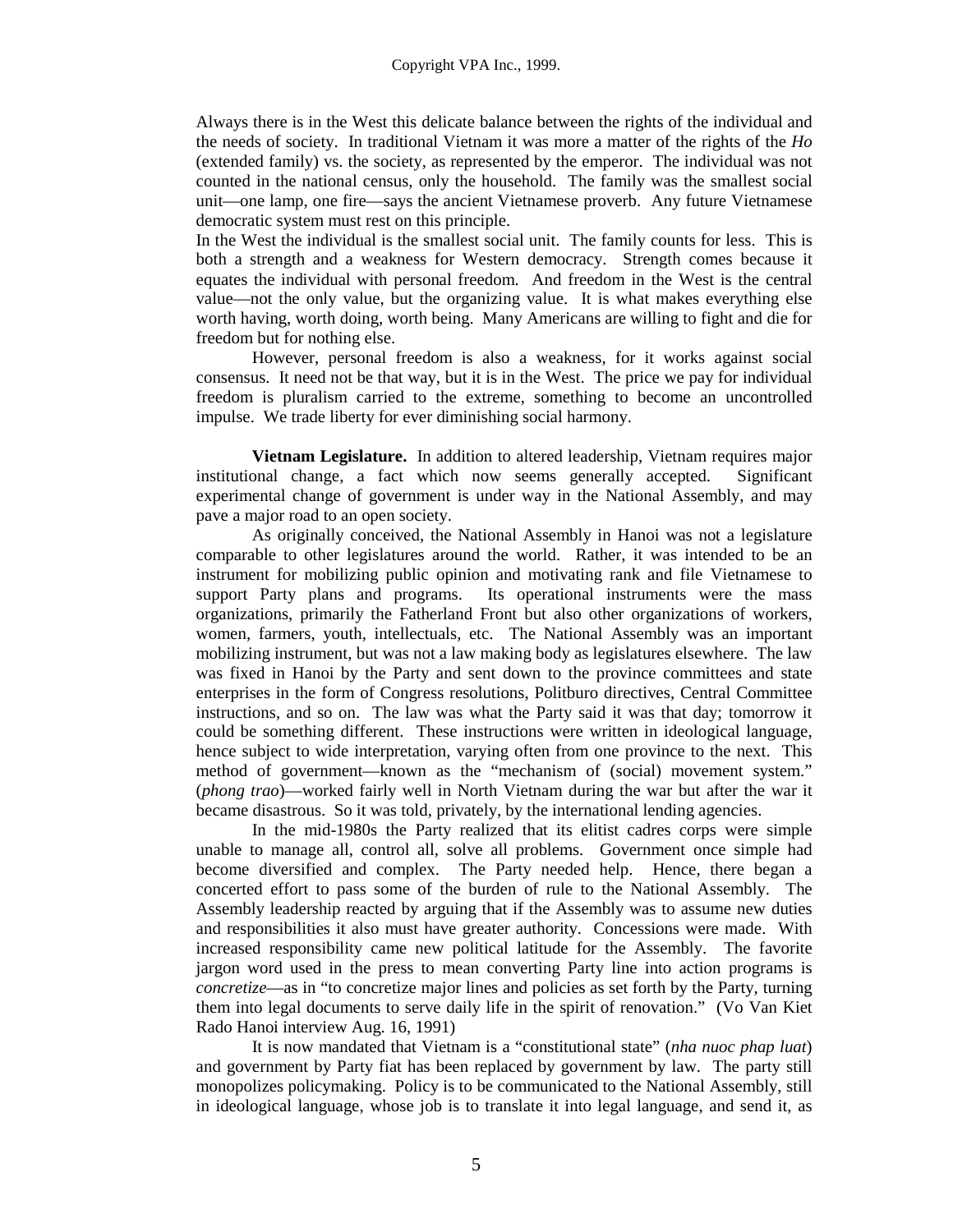Always there is in the West this delicate balance between the rights of the individual and the needs of society. In traditional Vietnam it was more a matter of the rights of the *Ho* (extended family) vs. the society, as represented by the emperor. The individual was not counted in the national census, only the household. The family was the smallest social unit—one lamp, one fire—says the ancient Vietnamese proverb. Any future Vietnamese democratic system must rest on this principle.

In the West the individual is the smallest social unit. The family counts for less. This is both a strength and a weakness for Western democracy. Strength comes because it equates the individual with personal freedom. And freedom in the West is the central value—not the only value, but the organizing value. It is what makes everything else worth having, worth doing, worth being. Many Americans are willing to fight and die for freedom but for nothing else.

However, personal freedom is also a weakness, for it works against social consensus. It need not be that way, but it is in the West. The price we pay for individual freedom is pluralism carried to the extreme, something to become an uncontrolled impulse. We trade liberty for ever diminishing social harmony.

**Vietnam Legislature.** In addition to altered leadership, Vietnam requires major institutional change, a fact which now seems generally accepted. Significant experimental change of government is under way in the National Assembly, and may pave a major road to an open society.

As originally conceived, the National Assembly in Hanoi was not a legislature comparable to other legislatures around the world. Rather, it was intended to be an instrument for mobilizing public opinion and motivating rank and file Vietnamese to support Party plans and programs. Its operational instruments were the mass organizations, primarily the Fatherland Front but also other organizations of workers, women, farmers, youth, intellectuals, etc. The National Assembly was an important mobilizing instrument, but was not a law making body as legislatures elsewhere. The law was fixed in Hanoi by the Party and sent down to the province committees and state enterprises in the form of Congress resolutions, Politburo directives, Central Committee instructions, and so on. The law was what the Party said it was that day; tomorrow it could be something different. These instructions were written in ideological language, hence subject to wide interpretation, varying often from one province to the next. This method of government—known as the "mechanism of (social) movement system." (*phong trao*)—worked fairly well in North Vietnam during the war but after the war it became disastrous. So it was told, privately, by the international lending agencies.

In the mid-1980s the Party realized that its elitist cadres corps were simple unable to manage all, control all, solve all problems. Government once simple had become diversified and complex. The Party needed help. Hence, there began a concerted effort to pass some of the burden of rule to the National Assembly. The Assembly leadership reacted by arguing that if the Assembly was to assume new duties and responsibilities it also must have greater authority. Concessions were made. With increased responsibility came new political latitude for the Assembly. The favorite jargon word used in the press to mean converting Party line into action programs is *concretize*—as in "to concretize major lines and policies as set forth by the Party, turning them into legal documents to serve daily life in the spirit of renovation." (Vo Van Kiet Rado Hanoi interview Aug. 16, 1991)

It is now mandated that Vietnam is a "constitutional state" (*nha nuoc phap luat*) and government by Party fiat has been replaced by government by law. The party still monopolizes policymaking. Policy is to be communicated to the National Assembly, still in ideological language, whose job is to translate it into legal language, and send it, as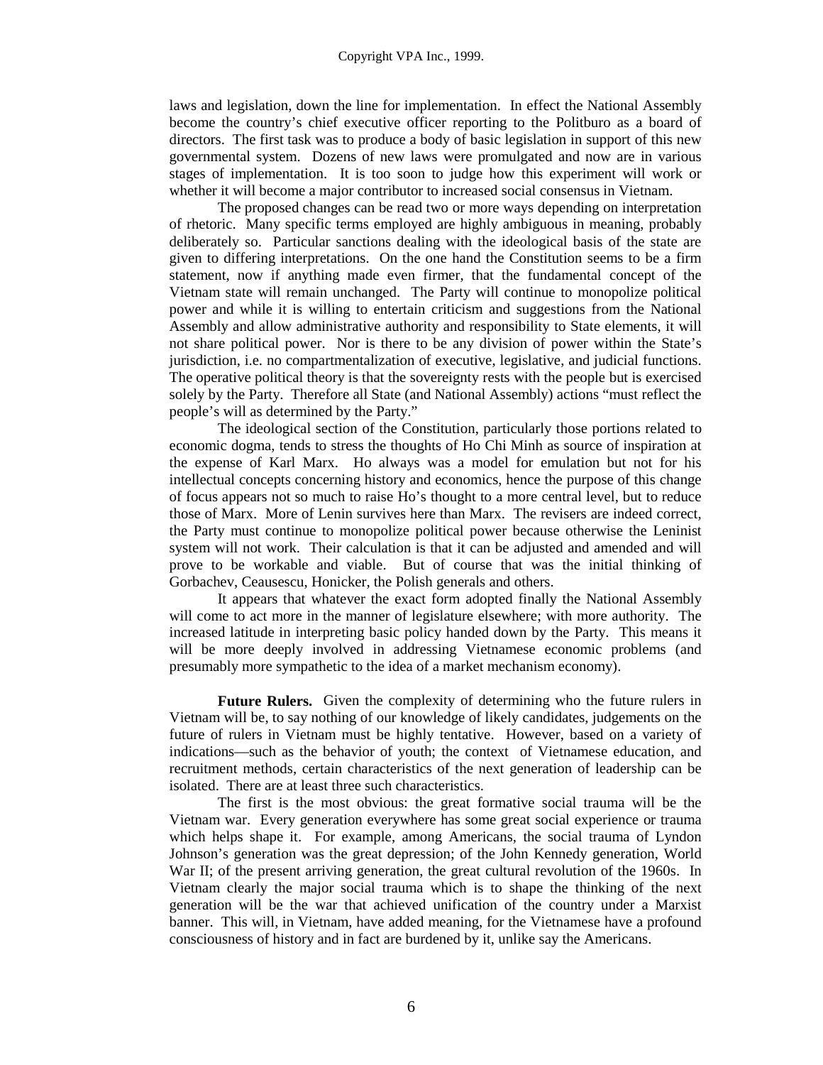laws and legislation, down the line for implementation. In effect the National Assembly become the country's chief executive officer reporting to the Politburo as a board of directors. The first task was to produce a body of basic legislation in support of this new governmental system. Dozens of new laws were promulgated and now are in various stages of implementation. It is too soon to judge how this experiment will work or whether it will become a major contributor to increased social consensus in Vietnam.

The proposed changes can be read two or more ways depending on interpretation of rhetoric. Many specific terms employed are highly ambiguous in meaning, probably deliberately so. Particular sanctions dealing with the ideological basis of the state are given to differing interpretations. On the one hand the Constitution seems to be a firm statement, now if anything made even firmer, that the fundamental concept of the Vietnam state will remain unchanged. The Party will continue to monopolize political power and while it is willing to entertain criticism and suggestions from the National Assembly and allow administrative authority and responsibility to State elements, it will not share political power. Nor is there to be any division of power within the State's jurisdiction, i.e. no compartmentalization of executive, legislative, and judicial functions. The operative political theory is that the sovereignty rests with the people but is exercised solely by the Party. Therefore all State (and National Assembly) actions "must reflect the people's will as determined by the Party."

The ideological section of the Constitution, particularly those portions related to economic dogma, tends to stress the thoughts of Ho Chi Minh as source of inspiration at the expense of Karl Marx. Ho always was a model for emulation but not for his intellectual concepts concerning history and economics, hence the purpose of this change of focus appears not so much to raise Ho's thought to a more central level, but to reduce those of Marx. More of Lenin survives here than Marx. The revisers are indeed correct, the Party must continue to monopolize political power because otherwise the Leninist system will not work. Their calculation is that it can be adjusted and amended and will prove to be workable and viable. But of course that was the initial thinking of Gorbachev, Ceausescu, Honicker, the Polish generals and others.

It appears that whatever the exact form adopted finally the National Assembly will come to act more in the manner of legislature elsewhere; with more authority. The increased latitude in interpreting basic policy handed down by the Party. This means it will be more deeply involved in addressing Vietnamese economic problems (and presumably more sympathetic to the idea of a market mechanism economy).

**Future Rulers.** Given the complexity of determining who the future rulers in Vietnam will be, to say nothing of our knowledge of likely candidates, judgements on the future of rulers in Vietnam must be highly tentative. However, based on a variety of indications—such as the behavior of youth; the context of Vietnamese education, and recruitment methods, certain characteristics of the next generation of leadership can be isolated. There are at least three such characteristics.

The first is the most obvious: the great formative social trauma will be the Vietnam war. Every generation everywhere has some great social experience or trauma which helps shape it. For example, among Americans, the social trauma of Lyndon Johnson's generation was the great depression; of the John Kennedy generation, World War II; of the present arriving generation, the great cultural revolution of the 1960s. In Vietnam clearly the major social trauma which is to shape the thinking of the next generation will be the war that achieved unification of the country under a Marxist banner. This will, in Vietnam, have added meaning, for the Vietnamese have a profound consciousness of history and in fact are burdened by it, unlike say the Americans.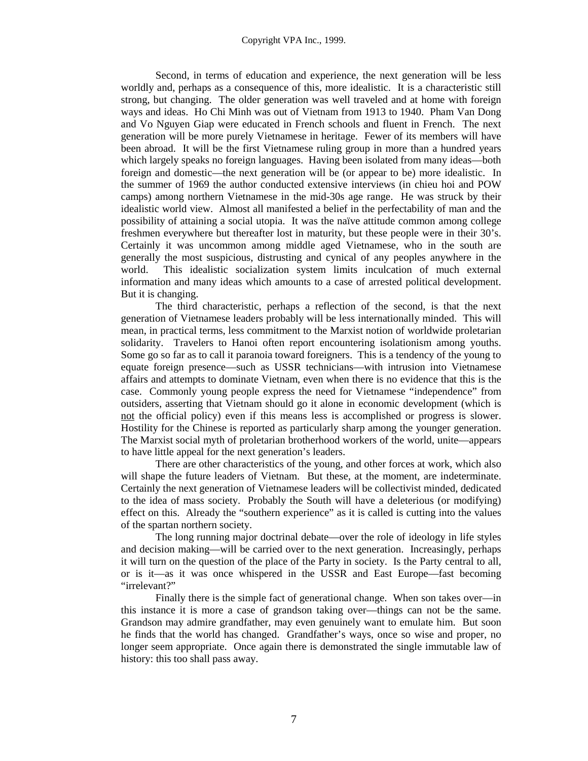Second, in terms of education and experience, the next generation will be less worldly and, perhaps as a consequence of this, more idealistic. It is a characteristic still strong, but changing. The older generation was well traveled and at home with foreign ways and ideas. Ho Chi Minh was out of Vietnam from 1913 to 1940. Pham Van Dong and Vo Nguyen Giap were educated in French schools and fluent in French. The next generation will be more purely Vietnamese in heritage. Fewer of its members will have been abroad. It will be the first Vietnamese ruling group in more than a hundred years which largely speaks no foreign languages. Having been isolated from many ideas—both foreign and domestic—the next generation will be (or appear to be) more idealistic. In the summer of 1969 the author conducted extensive interviews (in chieu hoi and POW camps) among northern Vietnamese in the mid-30s age range. He was struck by their idealistic world view. Almost all manifested a belief in the perfectability of man and the possibility of attaining a social utopia. It was the naïve attitude common among college freshmen everywhere but thereafter lost in maturity, but these people were in their 30's. Certainly it was uncommon among middle aged Vietnamese, who in the south are generally the most suspicious, distrusting and cynical of any peoples anywhere in the world. This idealistic socialization system limits inculcation of much external information and many ideas which amounts to a case of arrested political development. But it is changing.

The third characteristic, perhaps a reflection of the second, is that the next generation of Vietnamese leaders probably will be less internationally minded. This will mean, in practical terms, less commitment to the Marxist notion of worldwide proletarian solidarity. Travelers to Hanoi often report encountering isolationism among youths. Some go so far as to call it paranoia toward foreigners. This is a tendency of the young to equate foreign presence—such as USSR technicians—with intrusion into Vietnamese affairs and attempts to dominate Vietnam, even when there is no evidence that this is the case. Commonly young people express the need for Vietnamese "independence" from outsiders, asserting that Vietnam should go it alone in economic development (which is <u>not</u> the official policy) even if this means less is accomplished or progress is slower. Hostility for the Chinese is reported as particularly sharp among the younger generation. The Marxist social myth of proletarian brotherhood workers of the world, unite—appears to have little appeal for the next generation's leaders.

There are other characteristics of the young, and other forces at work, which also will shape the future leaders of Vietnam. But these, at the moment, are indeterminate. Certainly the next generation of Vietnamese leaders will be collectivist minded, dedicated to the idea of mass society. Probably the South will have a deleterious (or modifying) effect on this. Already the "southern experience" as it is called is cutting into the values of the spartan northern society.

The long running major doctrinal debate—over the role of ideology in life styles and decision making—will be carried over to the next generation. Increasingly, perhaps it will turn on the question of the place of the Party in society. Is the Party central to all, or is it—as it was once whispered in the USSR and East Europe—fast becoming "irrelevant?"

Finally there is the simple fact of generational change. When son takes over—in this instance it is more a case of grandson taking over—things can not be the same. Grandson may admire grandfather, may even genuinely want to emulate him. But soon he finds that the world has changed. Grandfather's ways, once so wise and proper, no longer seem appropriate. Once again there is demonstrated the single immutable law of history: this too shall pass away.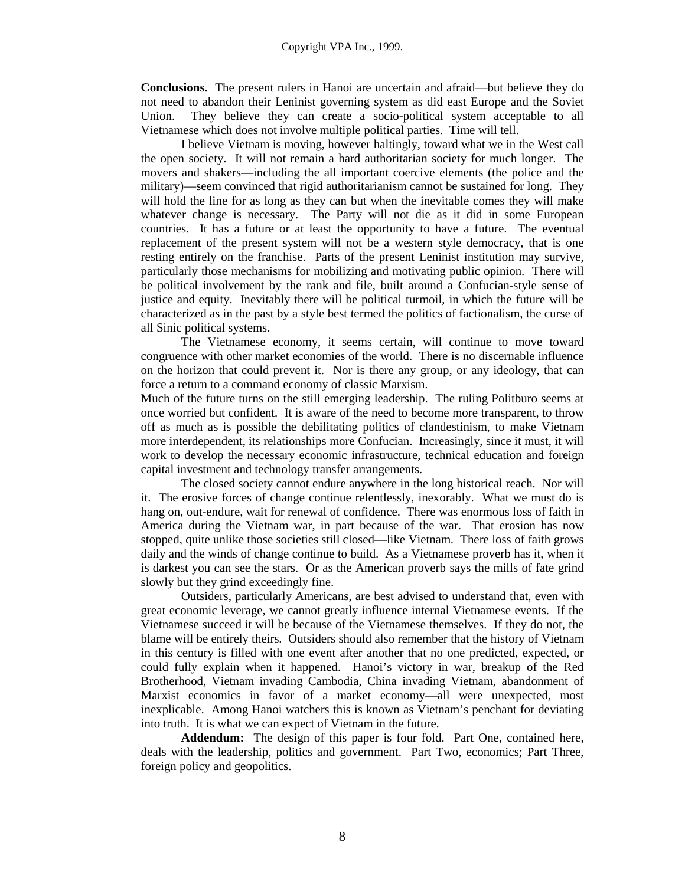**Conclusions.** The present rulers in Hanoi are uncertain and afraid—but believe they do not need to abandon their Leninist governing system as did east Europe and the Soviet Union. They believe they can create a socio-political system acceptable to all Vietnamese which does not involve multiple political parties. Time will tell.

I believe Vietnam is moving, however haltingly, toward what we in the West call the open society. It will not remain a hard authoritarian society for much longer. The movers and shakers—including the all important coercive elements (the police and the military)—seem convinced that rigid authoritarianism cannot be sustained for long. They will hold the line for as long as they can but when the inevitable comes they will make whatever change is necessary. The Party will not die as it did in some European countries. It has a future or at least the opportunity to have a future. The eventual replacement of the present system will not be a western style democracy, that is one resting entirely on the franchise. Parts of the present Leninist institution may survive, particularly those mechanisms for mobilizing and motivating public opinion. There will be political involvement by the rank and file, built around a Confucian-style sense of justice and equity. Inevitably there will be political turmoil, in which the future will be characterized as in the past by a style best termed the politics of factionalism, the curse of all Sinic political systems.

The Vietnamese economy, it seems certain, will continue to move toward congruence with other market economies of the world. There is no discernable influence on the horizon that could prevent it. Nor is there any group, or any ideology, that can force a return to a command economy of classic Marxism.

Much of the future turns on the still emerging leadership. The ruling Politburo seems at once worried but confident. It is aware of the need to become more transparent, to throw off as much as is possible the debilitating politics of clandestinism, to make Vietnam more interdependent, its relationships more Confucian. Increasingly, since it must, it will work to develop the necessary economic infrastructure, technical education and foreign capital investment and technology transfer arrangements.

The closed society cannot endure anywhere in the long historical reach. Nor will it. The erosive forces of change continue relentlessly, inexorably. What we must do is hang on, out-endure, wait for renewal of confidence. There was enormous loss of faith in America during the Vietnam war, in part because of the war. That erosion has now stopped, quite unlike those societies still closed—like Vietnam. There loss of faith grows daily and the winds of change continue to build. As a Vietnamese proverb has it, when it is darkest you can see the stars. Or as the American proverb says the mills of fate grind slowly but they grind exceedingly fine.

Outsiders, particularly Americans, are best advised to understand that, even with great economic leverage, we cannot greatly influence internal Vietnamese events. If the Vietnamese succeed it will be because of the Vietnamese themselves. If they do not, the blame will be entirely theirs. Outsiders should also remember that the history of Vietnam in this century is filled with one event after another that no one predicted, expected, or could fully explain when it happened. Hanoi's victory in war, breakup of the Red Brotherhood, Vietnam invading Cambodia, China invading Vietnam, abandonment of Marxist economics in favor of a market economy—all were unexpected, most inexplicable. Among Hanoi watchers this is known as Vietnam's penchant for deviating into truth. It is what we can expect of Vietnam in the future.

**Addendum:** The design of this paper is four fold. Part One, contained here, deals with the leadership, politics and government. Part Two, economics; Part Three, foreign policy and geopolitics.